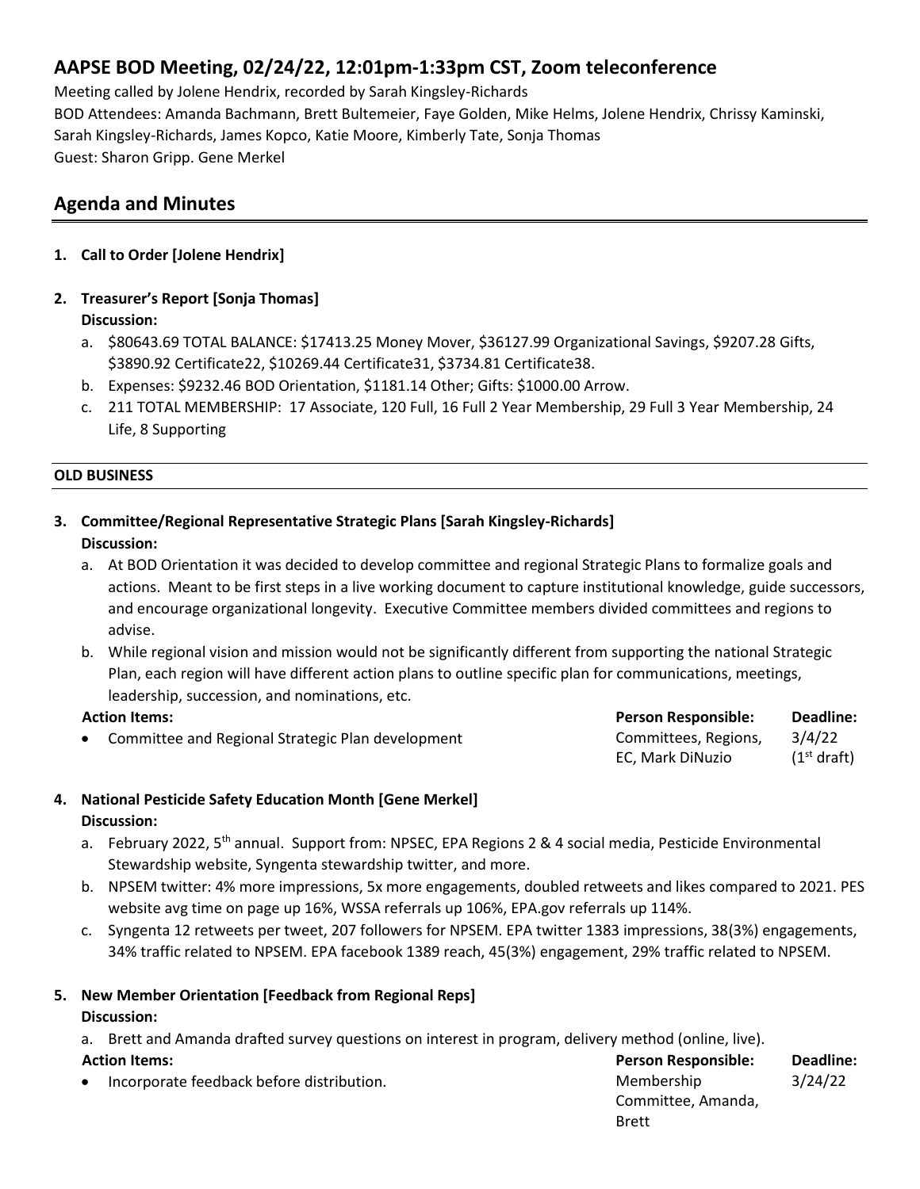# AAPSE BOD Meeting, 02/24/22, 12:01pm-1:33pm CST, Zoom teleconference

Meeting called by Jolene Hendrix, recorded by Sarah Kingsley-Richards

BOD Attendees: Amanda Bachmann, Brett Bultemeier, Faye Golden, Mike Helms, Jolene Hendrix, Chrissy Kaminski, Sarah Kingsley-Richards, James Kopco, Katie Moore, Kimberly Tate, Sonja Thomas

Guest: Sharon Gripp. Gene Merkel

## Agenda and Minutes

**1. Call to Order [Jolene Hendrix]**

**2. Treasurer's Report [Sonja Thomas]**

**Discussion:**

a. $80643.69 TOTAL BALANCE: $17413.25 Money Mover, $36127.99 Organizational Savings, $9207.28 Gifts, $3890.92 Certificate22, $10269.44 Certificate31, $3734.81 Certificate38.

b. Expenses: $9232.46 BOD Orientation, $1181.14 Other; Gifts: $1000.00 Arrow.

c. 211 TOTAL MEMBERSHIP: 17 Associate, 120 Full, 16 Full 2 Year Membership, 29 Full 3 Year Membership, 24 Life, 8 Supporting

**OLD BUSINESS**

**3. Committee/Regional Representative Strategic Plans [Sarah Kingsley-Richards]**

**Discussion:**

a. At BOD Orientation it was decided to develop committee and regional Strategic Plans to formalize goals and actions. Meant to be first steps in a live working document to capture institutional knowledge, guide successors, and encourage organizational longevity. Executive Committee members divided committees and regions to advise.

b. While regional vision and mission would not be significantly different from supporting the national Strategic Plan, each region will have different action plans to outline specific plan for communications, meetings, leadership, succession, and nominations, etc.

| Action Items: | Person Responsible: | Deadline: |
|---|---|---|
| • Committee and Regional Strategic Plan development | Committees, Regions, EC, Mark DiNuzio | 3/4/22 (1st draft) |

**4. National Pesticide Safety Education Month [Gene Merkel]**

**Discussion:**

a. February 2022, 5th annual. Support from: NPSEC, EPA Regions 2 & 4 social media, Pesticide Environmental Stewardship website, Syngenta stewardship twitter, and more.

b. NPSEM twitter: 4% more impressions, 5x more engagements, doubled retweets and likes compared to 2021. PES website avg time on page up 16%, WSSA referrals up 106%, EPA.gov referrals up 114%.

c. Syngenta 12 retweets per tweet, 207 followers for NPSEM. EPA twitter 1383 impressions, 38(3%) engagements, 34% traffic related to NPSEM. EPA facebook 1389 reach, 45(3%) engagement, 29% traffic related to NPSEM.

**5. New Member Orientation [Feedback from Regional Reps]**

**Discussion:**

a. Brett and Amanda drafted survey questions on interest in program, delivery method (online, live).

| Action Items: | Person Responsible: | Deadline: |
|---|---|---|
| • Incorporate feedback before distribution. | Membership Committee, Amanda, Brett | 3/24/22 |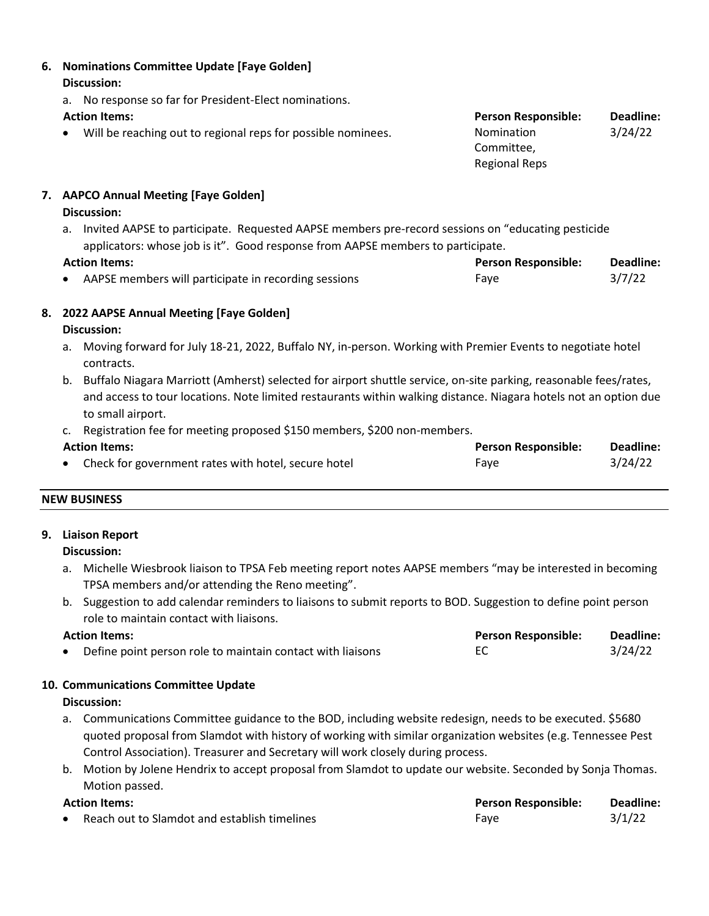## 6. Nominations Committee Update [Faye Golden]

**Discussion:**

a. No response so far for President-Elect nominations.

| **Action Items:** | **Person Responsible:** | **Deadline:** |
|---|---|---|
| • Will be reaching out to regional reps for possible nominees. | Nomination Committee, Regional Reps | 3/24/22 |

## 7. AAPCO Annual Meeting [Faye Golden]

**Discussion:**

a. Invited AAPSE to participate. Requested AAPSE members pre-record sessions on "educating pesticide applicators: whose job is it". Good response from AAPSE members to participate.

| **Action Items:** | **Person Responsible:** | **Deadline:** |
|---|---|---|
| • AAPSE members will participate in recording sessions | Faye | 3/7/22 |

## 8. 2022 AAPSE Annual Meeting [Faye Golden]

**Discussion:**

a. Moving forward for July 18-21, 2022, Buffalo NY, in-person. Working with Premier Events to negotiate hotel contracts.

b. Buffalo Niagara Marriott (Amherst) selected for airport shuttle service, on-site parking, reasonable fees/rates, and access to tour locations. Note limited restaurants within walking distance. Niagara hotels not an option due to small airport.

c. Registration fee for meeting proposed $150 members, $200 non-members.

| **Action Items:** | **Person Responsible:** | **Deadline:** |
|---|---|---|
| • Check for government rates with hotel, secure hotel | Faye | 3/24/22 |

---

**NEW BUSINESS**

---

## 9. Liaison Report

**Discussion:**

a. Michelle Wiesbrook liaison to TPSA Feb meeting report notes AAPSE members "may be interested in becoming TPSA members and/or attending the Reno meeting".

b. Suggestion to add calendar reminders to liaisons to submit reports to BOD. Suggestion to define point person role to maintain contact with liaisons.

| **Action Items:** | **Person Responsible:** | **Deadline:** |
|---|---|---|
| • Define point person role to maintain contact with liaisons | EC | 3/24/22 |

## 10. Communications Committee Update

**Discussion:**

a. Communications Committee guidance to the BOD, including website redesign, needs to be executed. $5680 quoted proposal from Slamdot with history of working with similar organization websites (e.g. Tennessee Pest Control Association). Treasurer and Secretary will work closely during process.

b. Motion by Jolene Hendrix to accept proposal from Slamdot to update our website. Seconded by Sonja Thomas. Motion passed.

| **Action Items:** | **Person Responsible:** | **Deadline:** |
|---|---|---|
| • Reach out to Slamdot and establish timelines | Faye | 3/1/22 |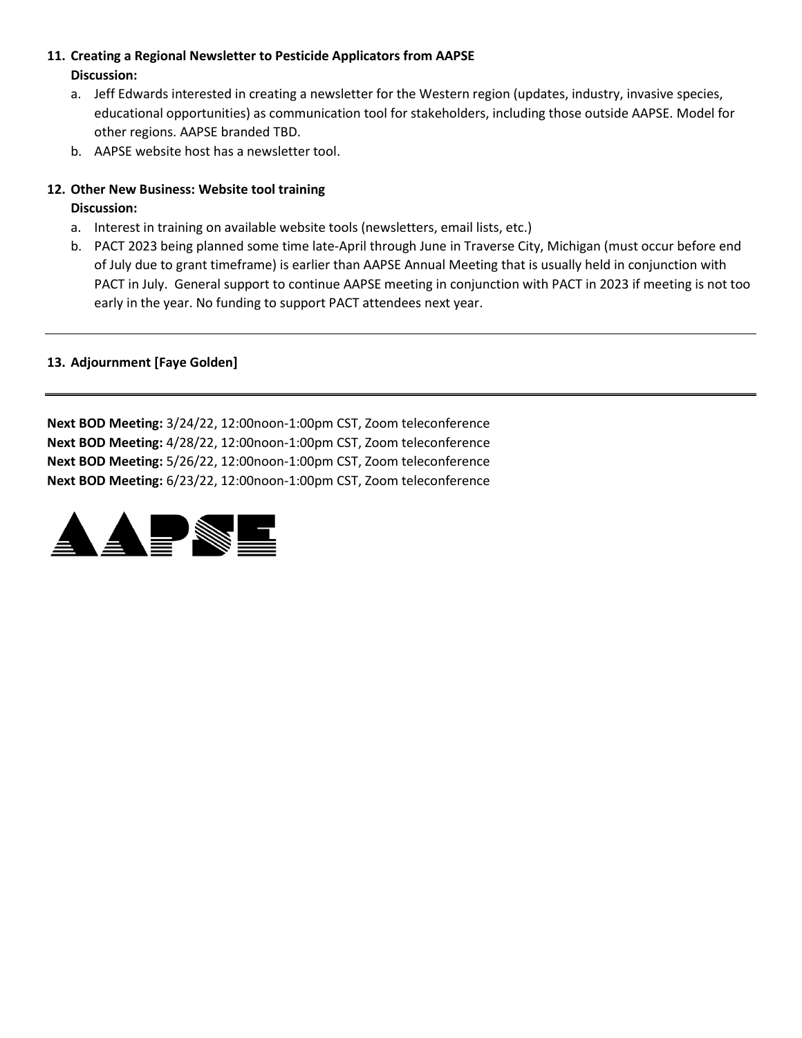11. **Creating a Regional Newsletter to Pesticide Applicators from AAPSE**

    **Discussion:**

    a. Jeff Edwards interested in creating a newsletter for the Western region (updates, industry, invasive species, educational opportunities) as communication tool for stakeholders, including those outside AAPSE. Model for other regions. AAPSE branded TBD.
    b. AAPSE website host has a newsletter tool.

12. **Other New Business: Website tool training**

    **Discussion:**

    a. Interest in training on available website tools (newsletters, email lists, etc.)
    b. PACT 2023 being planned some time late-April through June in Traverse City, Michigan (must occur before end of July due to grant timeframe) is earlier than AAPSE Annual Meeting that is usually held in conjunction with PACT in July. General support to continue AAPSE meeting in conjunction with PACT in 2023 if meeting is not too early in the year. No funding to support PACT attendees next year.

---

13. **Adjournment [Faye Golden]**

---

**Next BOD Meeting:** 3/24/22, 12:00noon-1:00pm CST, Zoom teleconference
**Next BOD Meeting:** 4/28/22, 12:00noon-1:00pm CST, Zoom teleconference
**Next BOD Meeting:** 5/26/22, 12:00noon-1:00pm CST, Zoom teleconference
**Next BOD Meeting:** 6/23/22, 12:00noon-1:00pm CST, Zoom teleconference

AAPSE